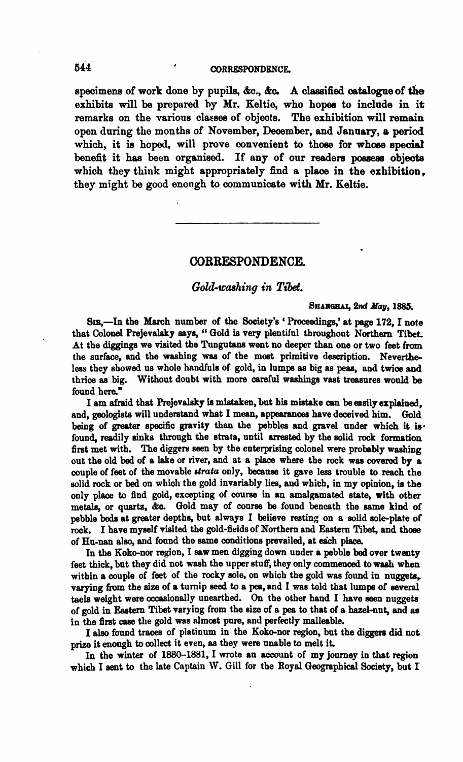specimens of work done by pupils, &c., &c. A classified catalogue of the exhibits will be prepared by Mr. Keltie, who hopes to include in it remarks on the various classes of objects. The exhibition will remain open during the months of November, December, and January, a period which, it is hoped, will prove convenient to those for whose special benefit it has been organised. If any of our readers possess objects which they think might appropriately find a place in the exhibition, they might be good enough to communicate with Mr. Keltie.

---

## CORRESPONDENCE.

### *Gold-washing in Tibet.*

SHANGHAI, *2nd May*, 1885.

SIR,—In the March number of the Society's 'Proceedings,' at page 172, I note that Colonel Prejevalsky says, "Gold is very plentiful throughout Northern Tibet. At the diggings we visited the Tungutans went no deeper than one or two feet from the surface, and the washing was of the most primitive description. Nevertheless they showed us whole handfuls of gold, in lumps as big as peas, and twice and thrice as big. Without doubt with more careful washings vast treasures would be found here."

I am afraid that Prejevalsky is mistaken, but his mistake can be easily explained, and, geologists will understand what I mean, appearances have deceived him. Gold being of greater specific gravity than the pebbles and gravel under which it is found, readily sinks through the strata, until arrested by the solid rock formation first met with. The diggers seen by the enterprising colonel were probably washing out the old bed of a lake or river, and at a place where the rock was covered by a couple of feet of the movable *strata* only, because it gave less trouble to reach the solid rock or bed on which the gold invariably lies, and which, in my opinion, is the only place to find gold, excepting of course in an amalgamated state, with other metals, or quartz, &c. Gold may of course be found beneath the same kind of pebble beds at greater depths, but always I believe resting on a solid sole-plate of rock. I have myself visited the gold-fields of Northern and Eastern Tibet, and those of Hu-nan also, and found the same conditions prevailed, at each place.

In the Koko-nor region, I saw men digging down under a pebble bed over twenty feet thick, but they did not wash the upper stuff, they only commenced to wash when within a couple of feet of the rocky sole, on which the gold was found in nuggets, varying from the size of a turnip seed to a pea, and I was told that lumps of several taels weight were occasionally unearthed. On the other hand I have seen nuggets of gold in Eastern Tibet varying from the size of a pea to that of a hazel-nut, and as in the first case the gold was almost pure, and perfectly malleable.

I also found traces of platinum in the Koko-nor region, but the diggers did not prize it enough to collect it even, as they were unable to melt it.

In the winter of 1880–1881, I wrote an account of my journey in that region which I sent to the late Captain W. Gill for the Royal Geographical Society, but I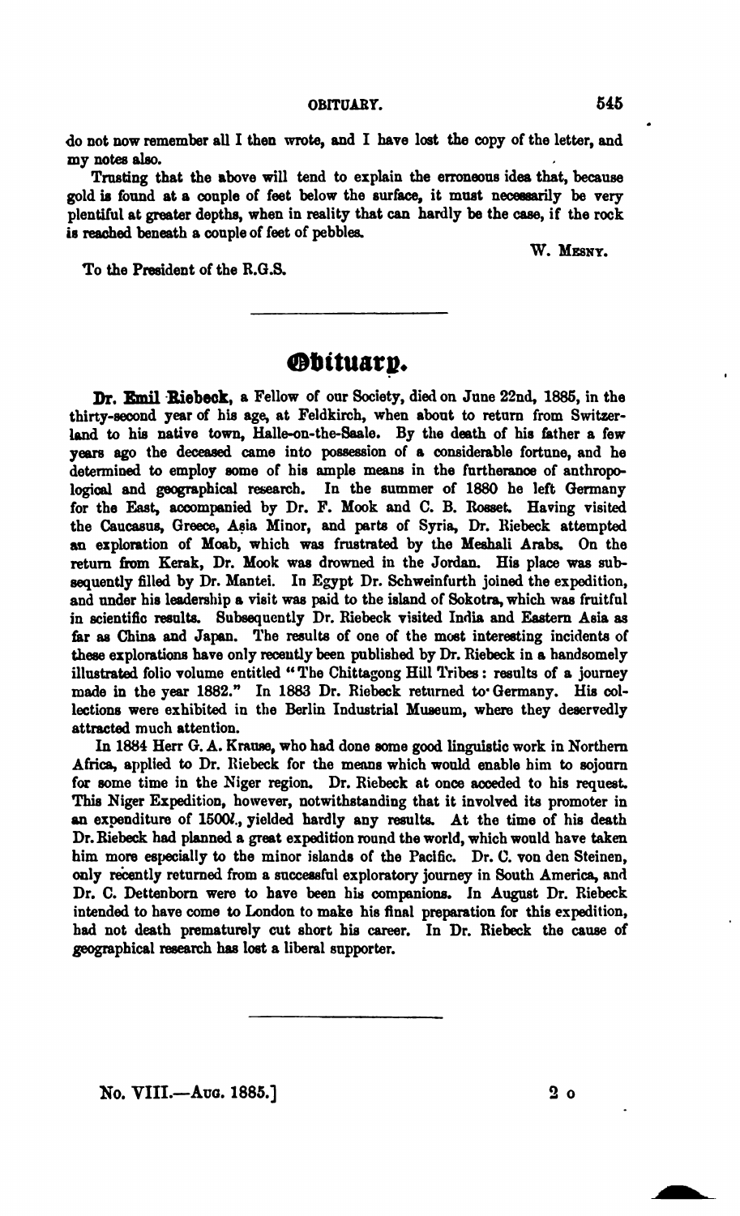do not now remember all I then wrote, and I have lost the copy of the letter, and my notes also.

Trusting that the above will tend to explain the erroneous idea that, because gold is found at a couple of feet below the surface, it must necessarily be very plentiful at greater depths, when in reality that can hardly be the case, if the rock is reached beneath a couple of feet of pebbles.

W. MESNY.

To the President of the R.G.S.

---

# Obituary.

**Dr. Emil Riebeck**, a Fellow of our Society, died on June 22nd, 1885, in the thirty-second year of his age, at Feldkirch, when about to return from Switzerland to his native town, Halle-on-the-Saale. By the death of his father a few years ago the deceased came into possession of a considerable fortune, and he determined to employ some of his ample means in the furtherance of anthropological and geographical research. In the summer of 1880 he left Germany for the East, accompanied by Dr. F. Mook and C. B. Rosset. Having visited the Caucasus, Greece, Asia Minor, and parts of Syria, Dr. Riebeck attempted an exploration of Moab, which was frustrated by the Meshali Arabs. On the return from Kerak, Dr. Mook was drowned in the Jordan. His place was subsequently filled by Dr. Mantei. In Egypt Dr. Schweinfurth joined the expedition, and under his leadership a visit was paid to the island of Sokotra, which was fruitful in scientific results. Subsequently Dr. Riebeck visited India and Eastern Asia as far as China and Japan. The results of one of the most interesting incidents of these explorations have only recently been published by Dr. Riebeck in a handsomely illustrated folio volume entitled "The Chittagong Hill Tribes: results of a journey made in the year 1882." In 1883 Dr. Riebeck returned to Germany. His collections were exhibited in the Berlin Industrial Museum, where they deservedly attracted much attention.

In 1884 Herr G. A. Krause, who had done some good linguistic work in Northern Africa, applied to Dr. Riebeck for the means which would enable him to sojourn for some time in the Niger region. Dr. Riebeck at once acceded to his request. This Niger Expedition, however, notwithstanding that it involved its promoter in an expenditure of 1500*l*., yielded hardly any results. At the time of his death Dr. Riebeck had planned a great expedition round the world, which would have taken him more especially to the minor islands of the Pacific. Dr. C. von den Steinen, only recently returned from a successful exploratory journey in South America, and Dr. C. Dettenborn were to have been his companions. In August Dr. Riebeck intended to have come to London to make his final preparation for this expedition, had not death prematurely cut short his career. In Dr. Riebeck the cause of geographical research has lost a liberal supporter.